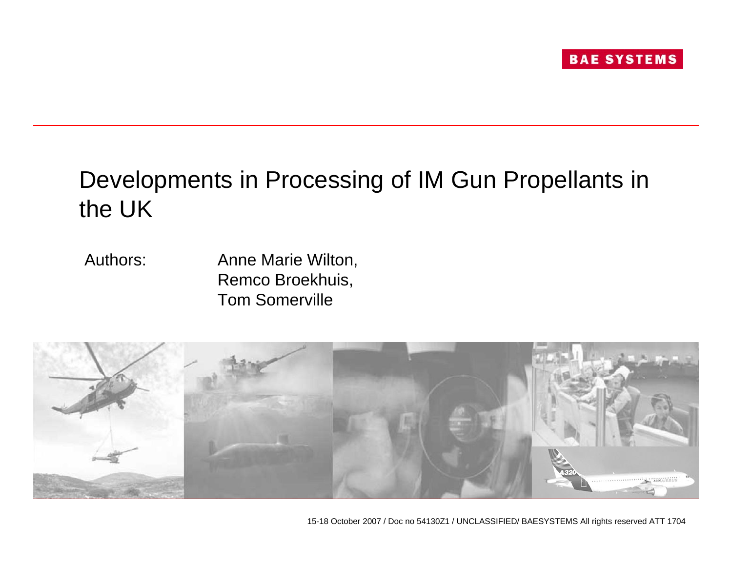BAE SYSTEMS

# Developments in Processing of IM Gun Propellants in the UK

Authors: Anne Marie Wilton, Remco Broekhuis, Tom Somerville

15-18 October 2007 / Doc no 54130Z1 / UNCLASSIFIED/ BAESYSTEMS All rights reserved ATT 1704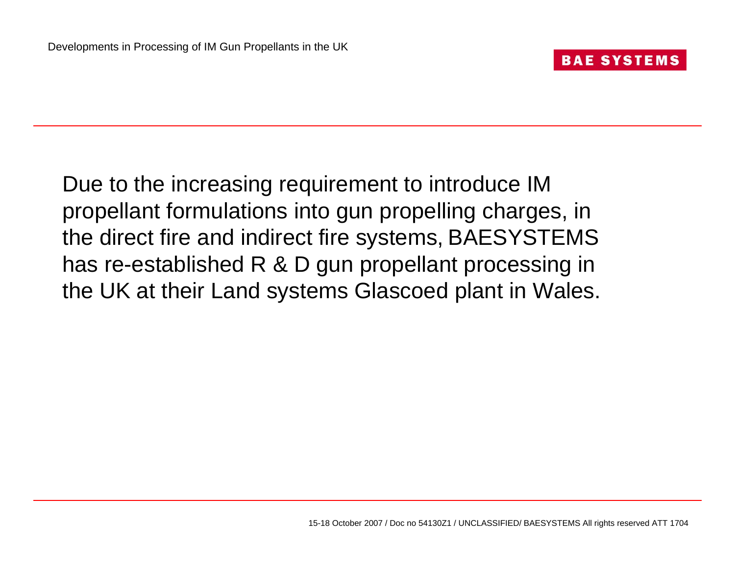Due to the increasing requirement to introduce IM propellant formulations into gun propelling charges, in the direct fire and indirect fire systems, BAESYSTEMS has re-established R & D gun propellant processing in the UK at their Land systems Glascoed plant in Wales.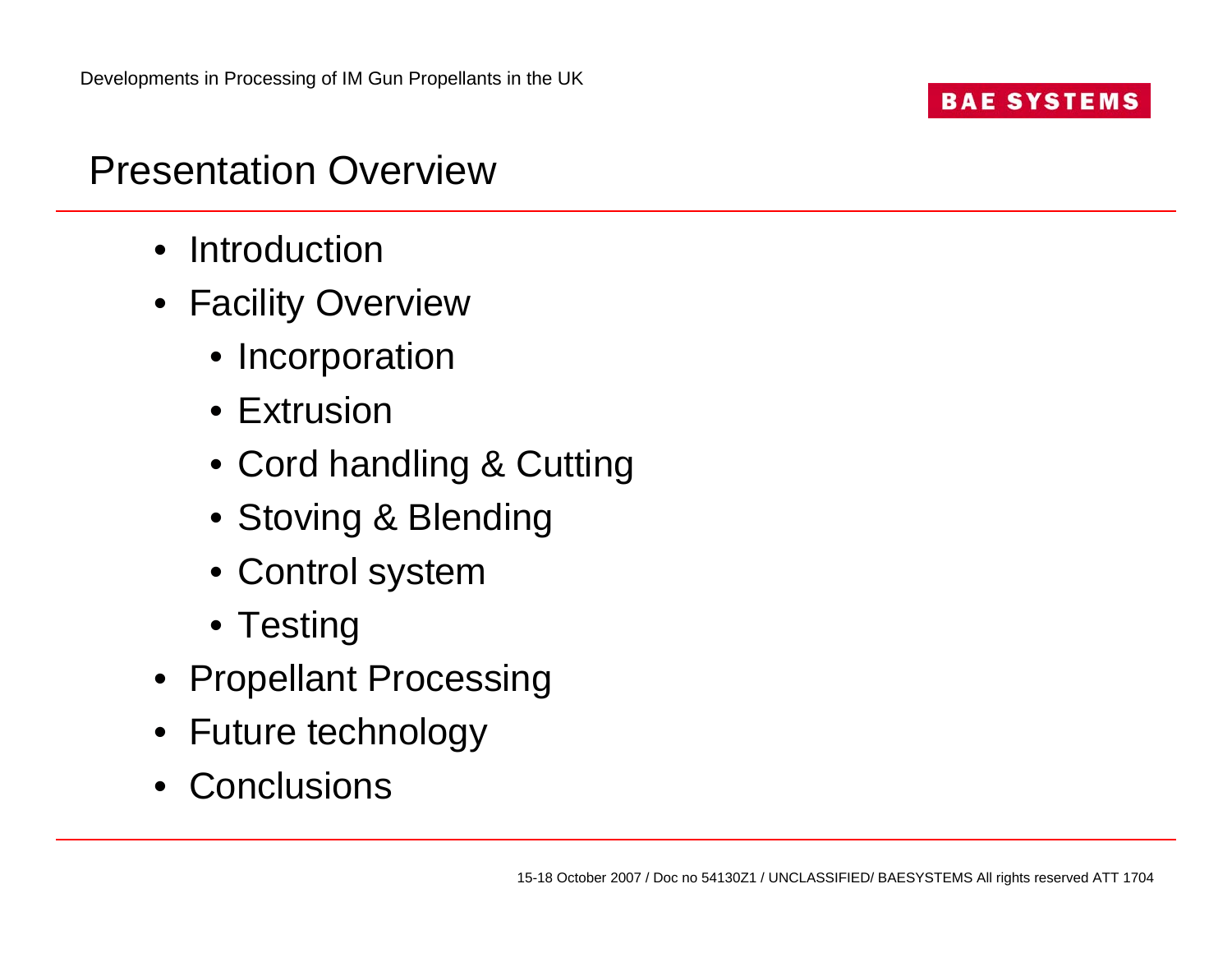# Presentation Overview

- Introduction
- Facility Overview
  - Incorporation
  - Extrusion
  - Cord handling & Cutting
  - Stoving & Blending
  - Control system
  - Testing
- Propellant Processing
- Future technology
- Conclusions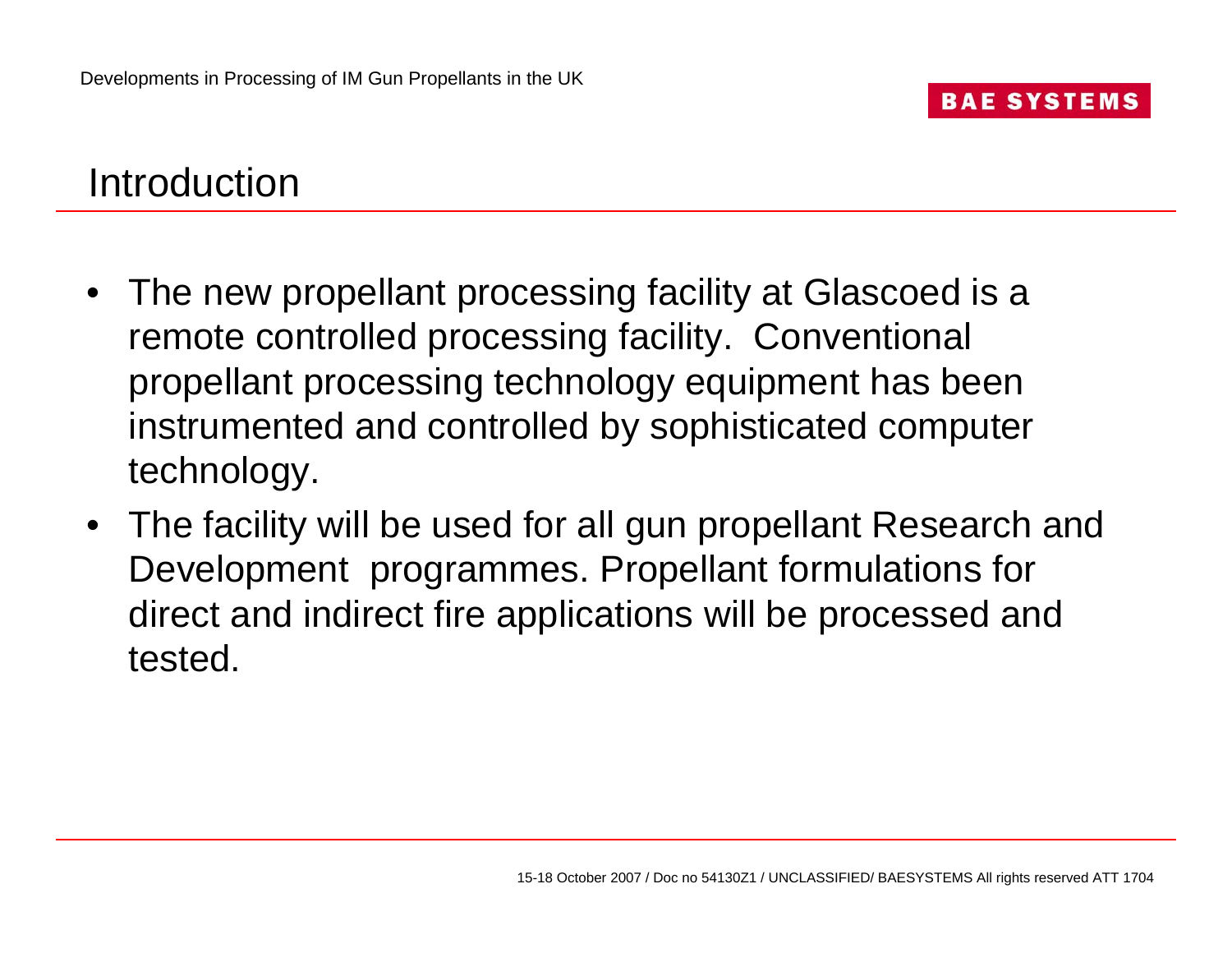# Introduction

- The new propellant processing facility at Glascoed is a remote controlled processing facility. Conventional propellant processing technology equipment has been instrumented and controlled by sophisticated computer technology.
- The facility will be used for all gun propellant Research and Development programmes. Propellant formulations for direct and indirect fire applications will be processed and tested.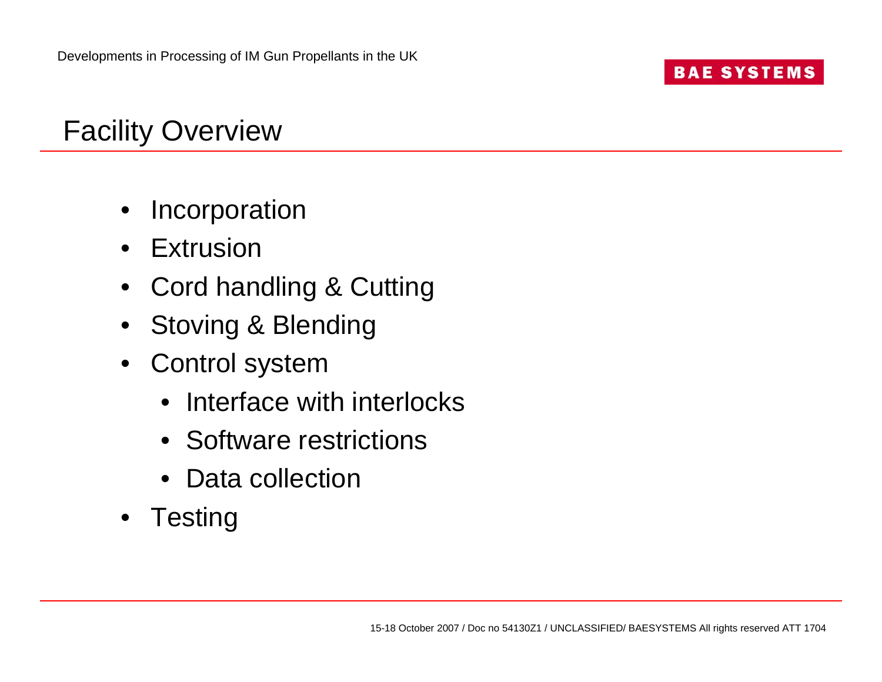# Facility Overview

- Incorporation
- Extrusion
- Cord handling & Cutting
- Stoving & Blending
- Control system
  - Interface with interlocks
  - Software restrictions
  - Data collection
- Testing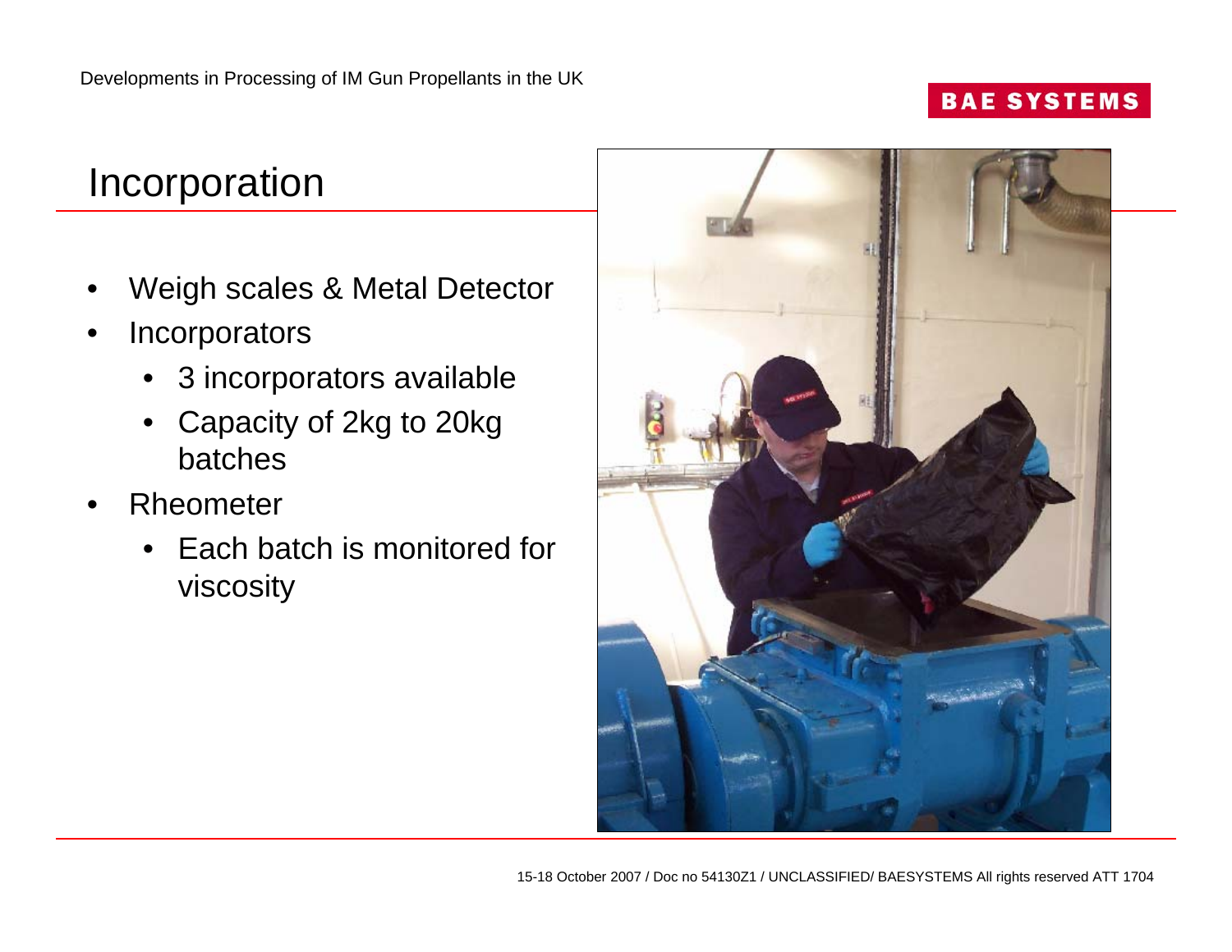# Incorporation

- Weigh scales & Metal Detector
- Incorporators
  - 3 incorporators available
  - Capacity of 2kg to 20kg batches
- Rheometer
  - Each batch is monitored for viscosity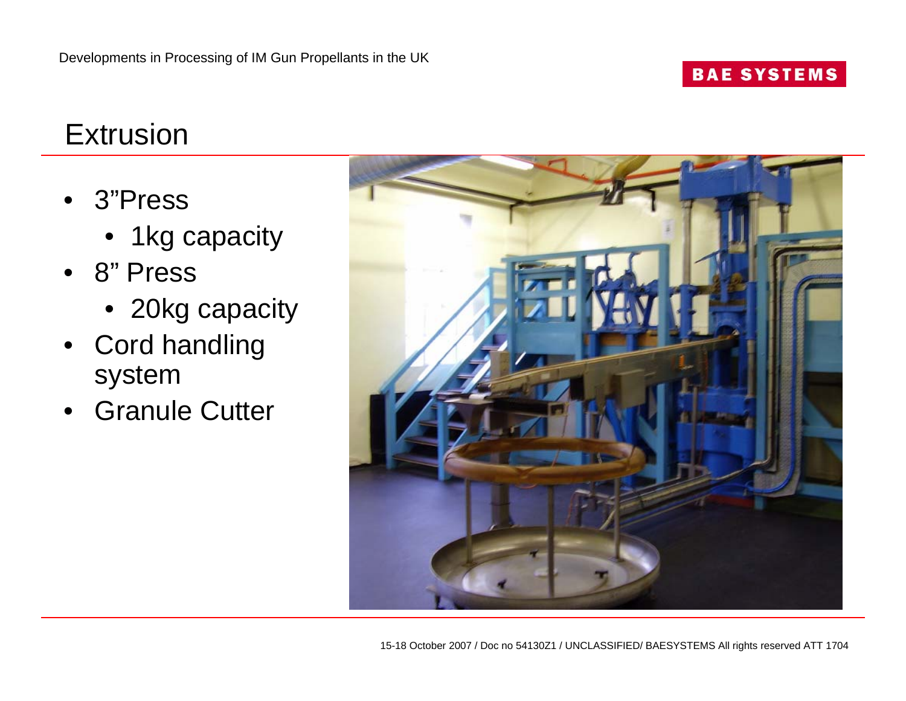# Extrusion

- 3"Press
  - 1kg capacity
- 8" Press
  - 20kg capacity
- Cord handling system
- Granule Cutter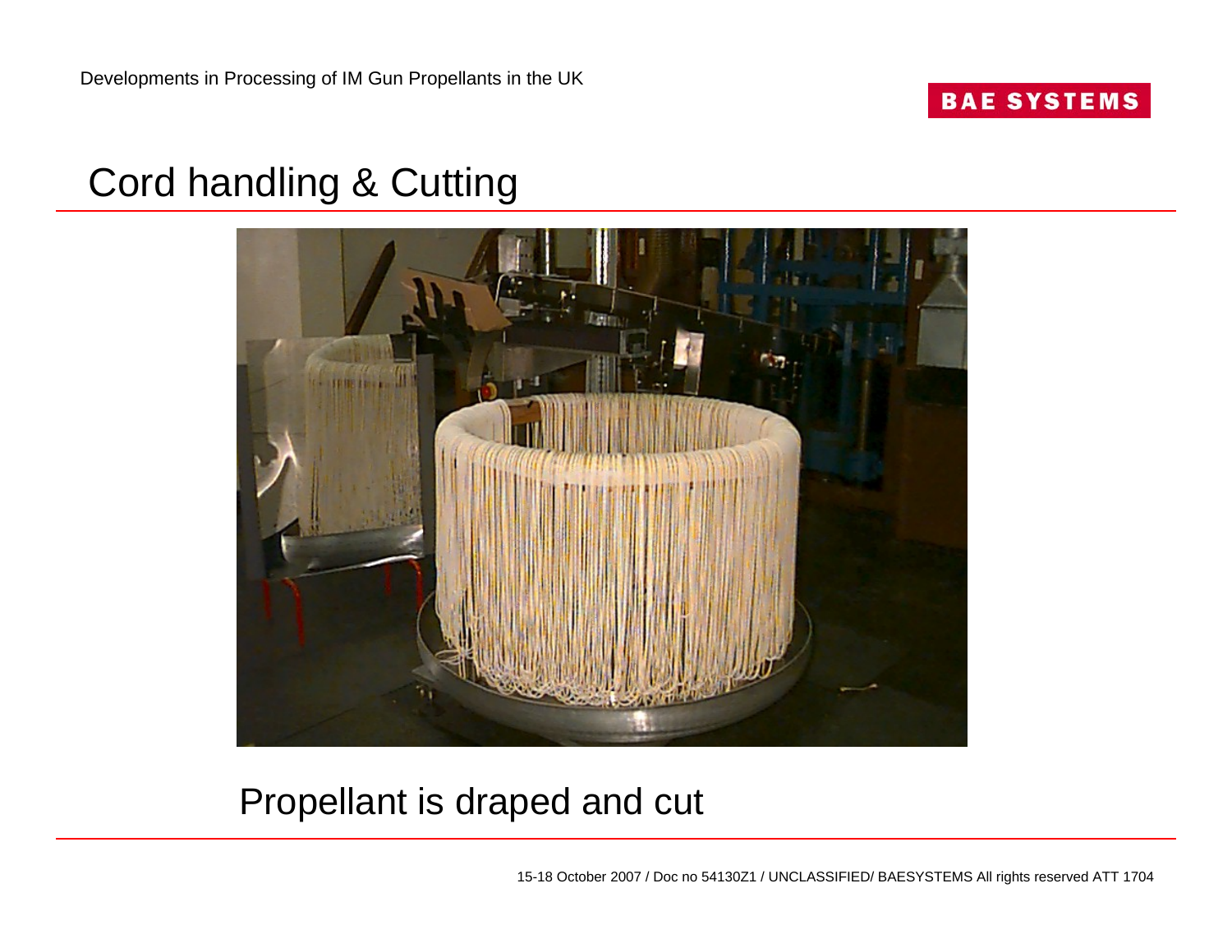# Cord handling & Cutting

Propellant is draped and cut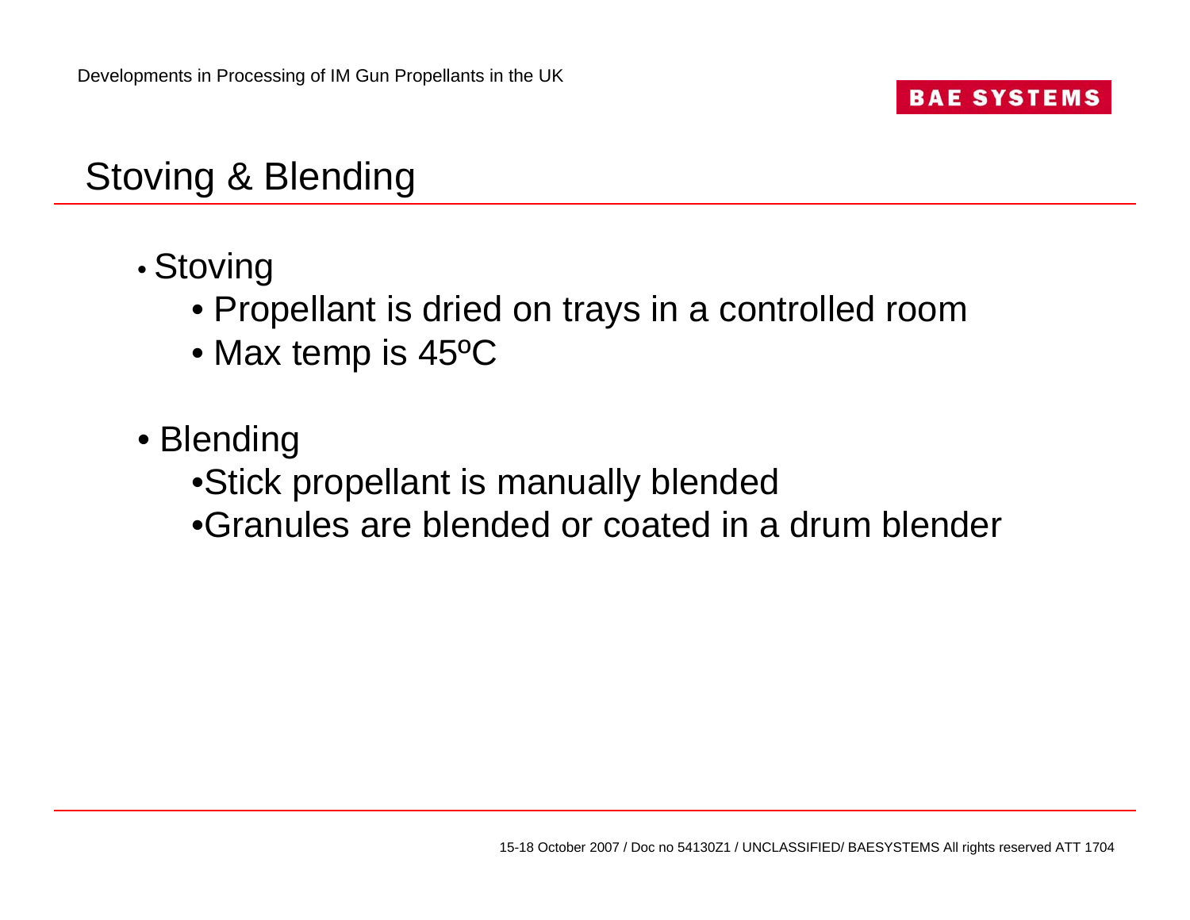## Stoving & Blending

- Stoving
  - Propellant is dried on trays in a controlled room
  - Max temp is 45ºC
- Blending
  - Stick propellant is manually blended
  - Granules are blended or coated in a drum blender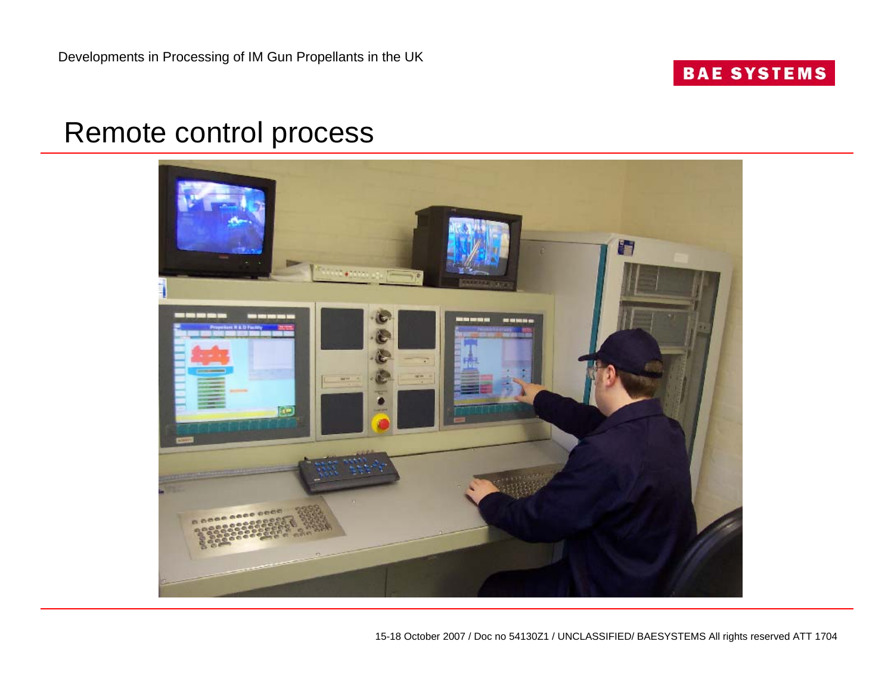# Remote control process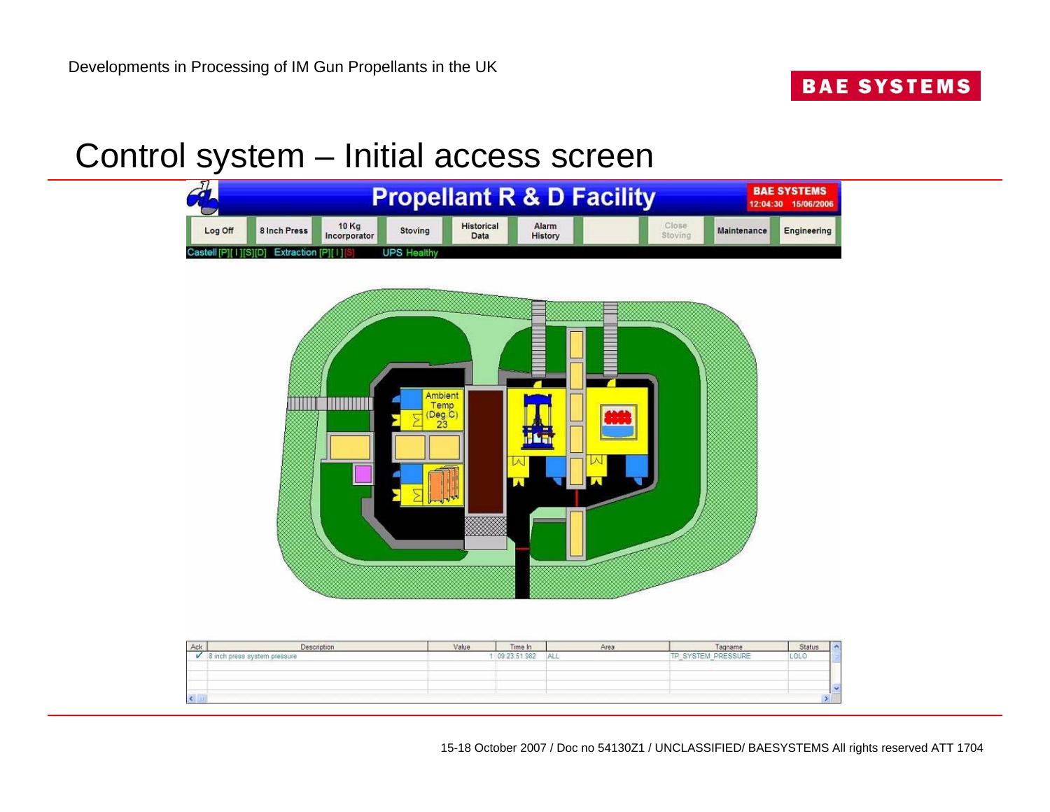# Control system – Initial access screen

Propellant R & D Facility

BAE SYSTEMS 12:04:30 15/06/2006

Log Off | 8 Inch Press | 10 Kg Incorporator | Stoving | Historical Data | Alarm History | Close Stoving | Maintenance | Engineering

Castell [P][ I ][S][D] Extraction [P][ I ] [S] UPS Healthy

Ambient Temp (Deg.C) 23

| Ack | Description | Value | Time In | Area | Tagname | Status |
|---|---|---|---|---|---|---|
| ✓ | 8 inch press system pressure | 1 | 09:23:51.982 | ALL | TP_SYSTEM_PRESSURE | LOLO |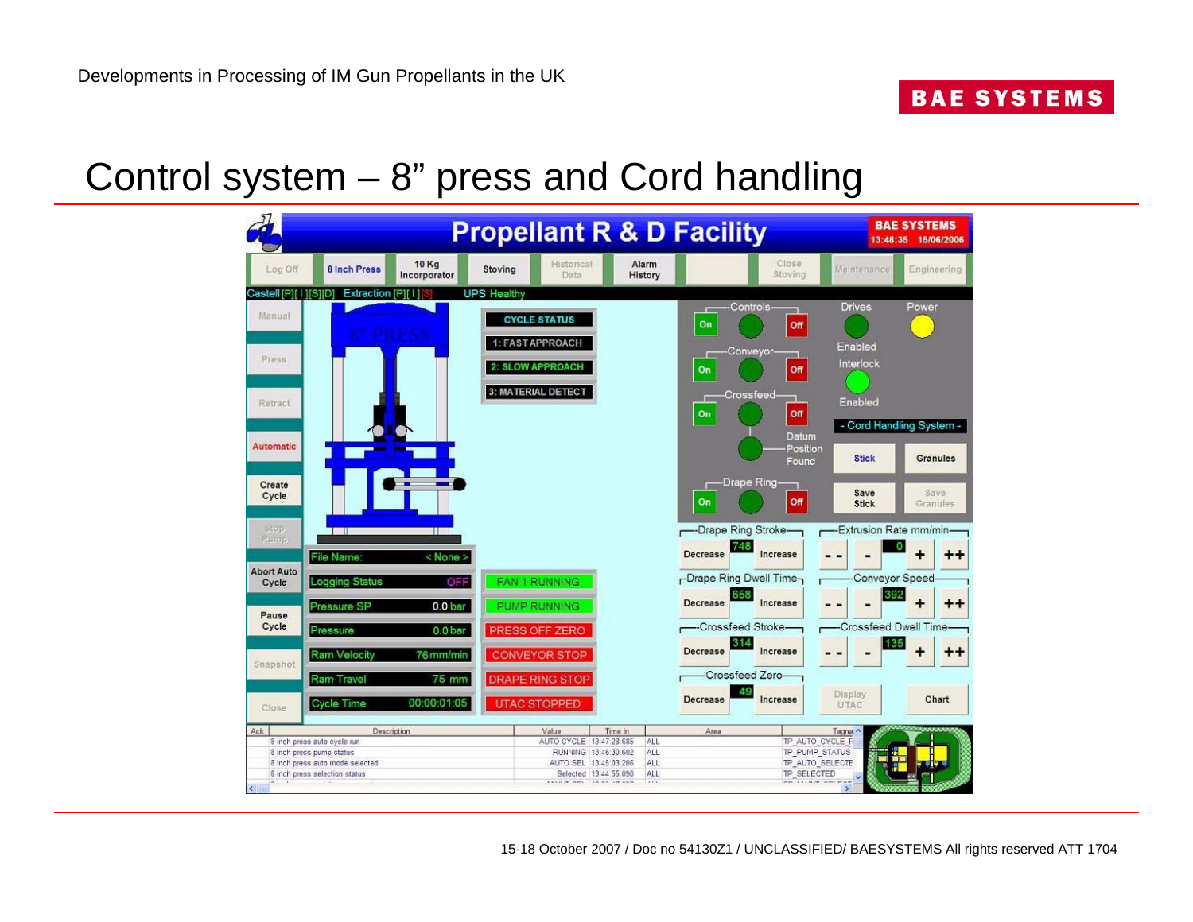# Control system – 8" press and Cord handling

**Propellant R & D Facility**

BAE SYSTEMS 13:48:35 15/06/2006

Log Off | 8 Inch Press | 10 Kg Incorporator | Stoving | Historical Data | Alarm History | Close Stoving | Maintenance | Engineering

Castell [P][ I ][S][D] Extraction [P][ I ][S] UPS Healthy

Manual
Press
Retract
Automatic
Create Cycle
Stop Pump
Abort Auto Cycle
Pause Cycle
Snapshot
Close

8" PRESS

CYCLE STATUS
1: FAST APPROACH
2: SLOW APPROACH
3: MATERIAL DETECT

| | |
|---|---|
| File Name: | < None > |
| Logging Status | OFF |
| Pressure SP | 0.0 bar |
| Pressure | 0.0 bar |
| Ram Velocity | 76 mm/min |
| Ram Travel | 75 mm |
| Cycle Time | 00:00:01:05 |

FAN 1 RUNNING
PUMP RUNNING
PRESS OFF ZERO
CONVEYOR STOP
DRAPE RING STOP
UTAC STOPPED

Controls: On / Off
Conveyor: On / Off
Crossfeed: On / Off
Datum Position Found
Drape Ring: On / Off

Drives: Enabled
Power
Interlock: Enabled

- Cord Handling System -
Stick | Granules
Save Stick | Save Granules

Drape Ring Stroke: Decrease 748 Increase
Drape Ring Dwell Time: Decrease 658 Increase
Crossfeed Stroke: Decrease 314 Increase
Crossfeed Zero: Decrease 49 Increase

Extrusion Rate mm/min: -- - 0 + ++
Conveyor Speed: -- - 392 + ++
Crossfeed Dwell Time: -- - 135 + ++
Display UTAC | Chart

| Ack | Description | Value | Time In | Area | Tagname |
|---|---|---|---|---|---|
| | 8 inch press auto cycle run | AUTO CYCLE | 13:47:28.685 | ALL | TP_AUTO_CYCLE_F |
| | 8 inch press pump status | RUNNING | 13:46:30.602 | ALL | TP_PUMP_STATUS |
| | 8 inch press auto mode selected | AUTO SEL | 13:45:03.206 | ALL | TP_AUTO_SELECTE |
| | 8 inch press selection status | Selected | 13:44:55.090 | ALL | TP_SELECTED |

15-18 October 2007 / Doc no 54130Z1 / UNCLASSIFIED/ BAESYSTEMS All rights reserved ATT 1704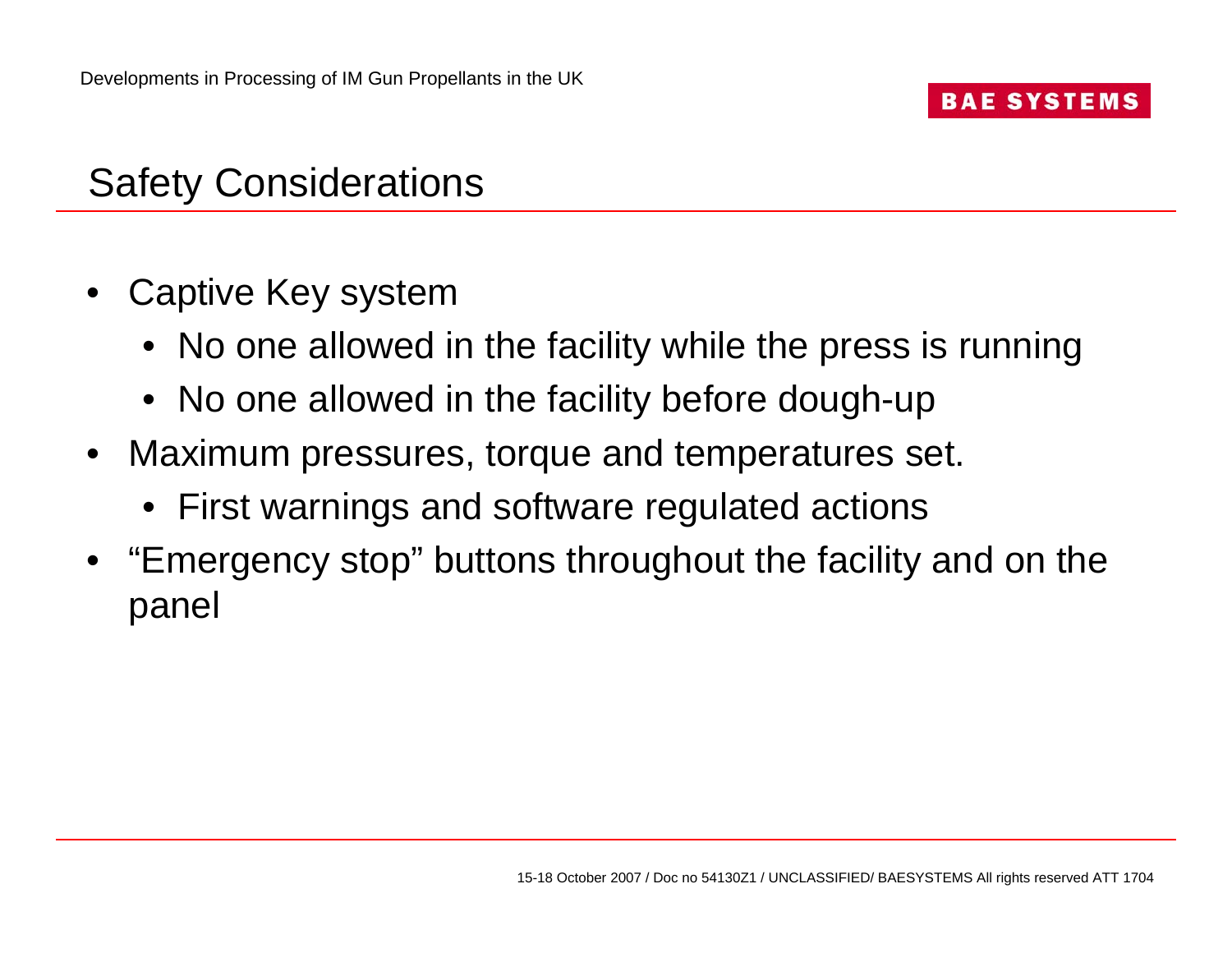# Safety Considerations

- Captive Key system
  - No one allowed in the facility while the press is running
  - No one allowed in the facility before dough-up
- Maximum pressures, torque and temperatures set.
  - First warnings and software regulated actions
- "Emergency stop" buttons throughout the facility and on the panel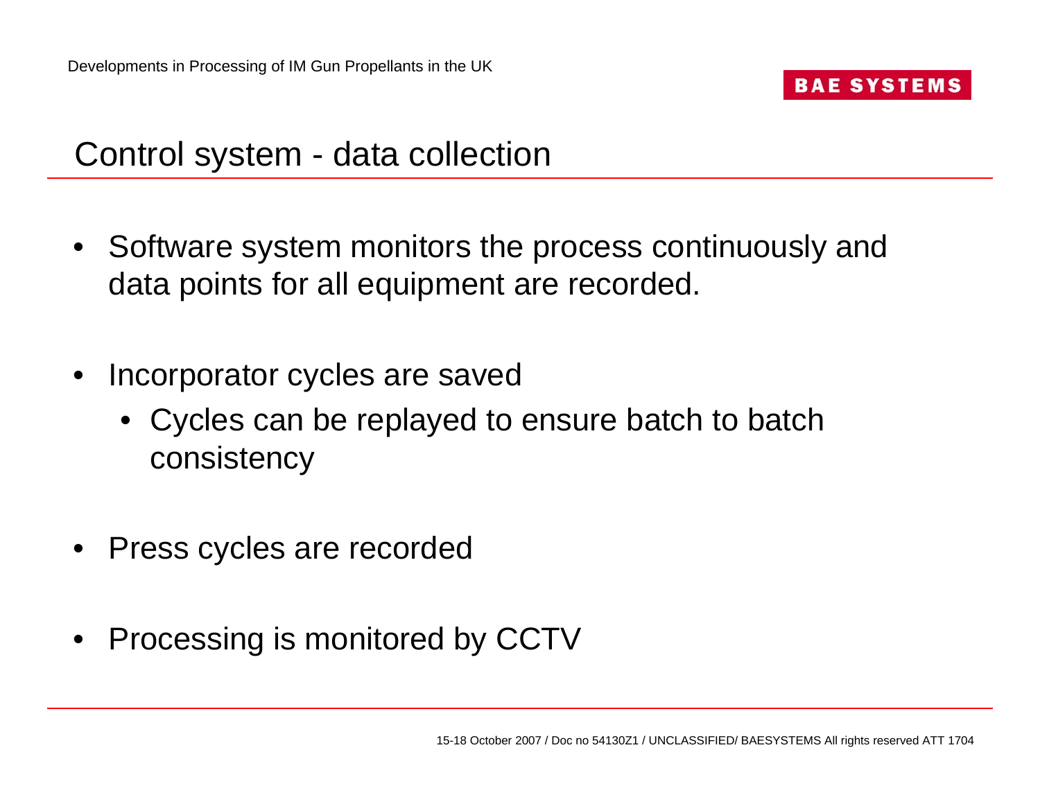# Control system - data collection

- Software system monitors the process continuously and data points for all equipment are recorded.
- Incorporator cycles are saved
  - Cycles can be replayed to ensure batch to batch consistency
- Press cycles are recorded
- Processing is monitored by CCTV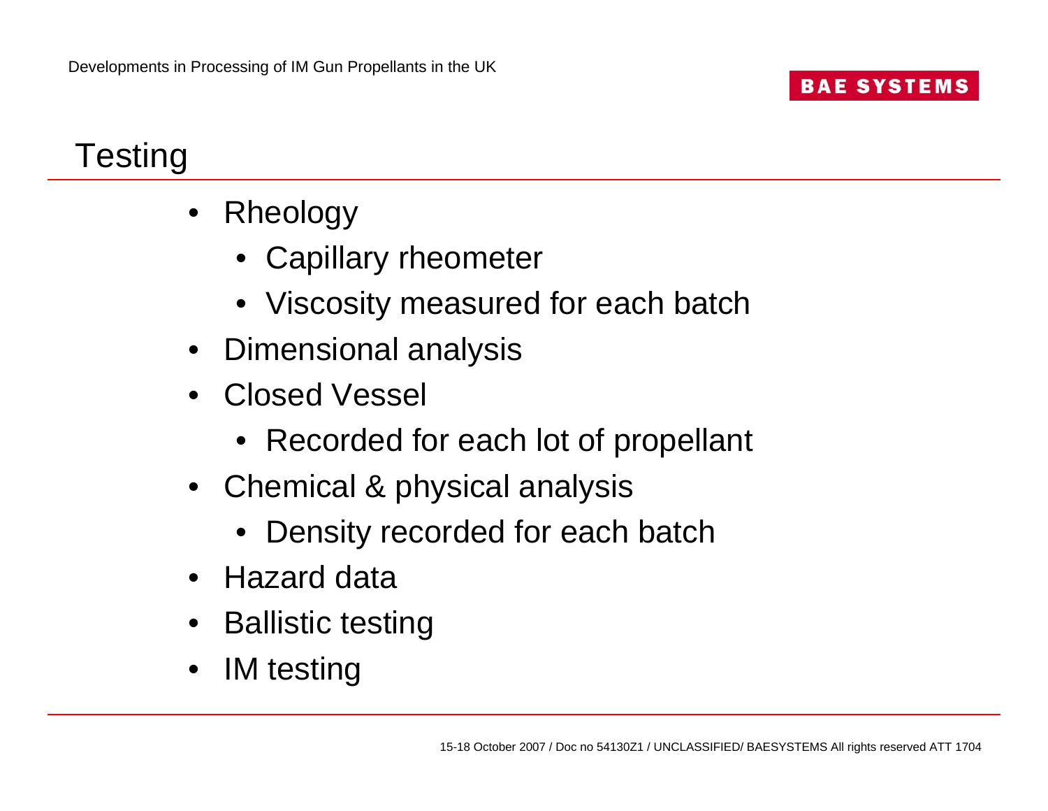# Testing

- Rheology
  - Capillary rheometer
  - Viscosity measured for each batch
- Dimensional analysis
- Closed Vessel
  - Recorded for each lot of propellant
- Chemical & physical analysis
  - Density recorded for each batch
- Hazard data
- Ballistic testing
- IM testing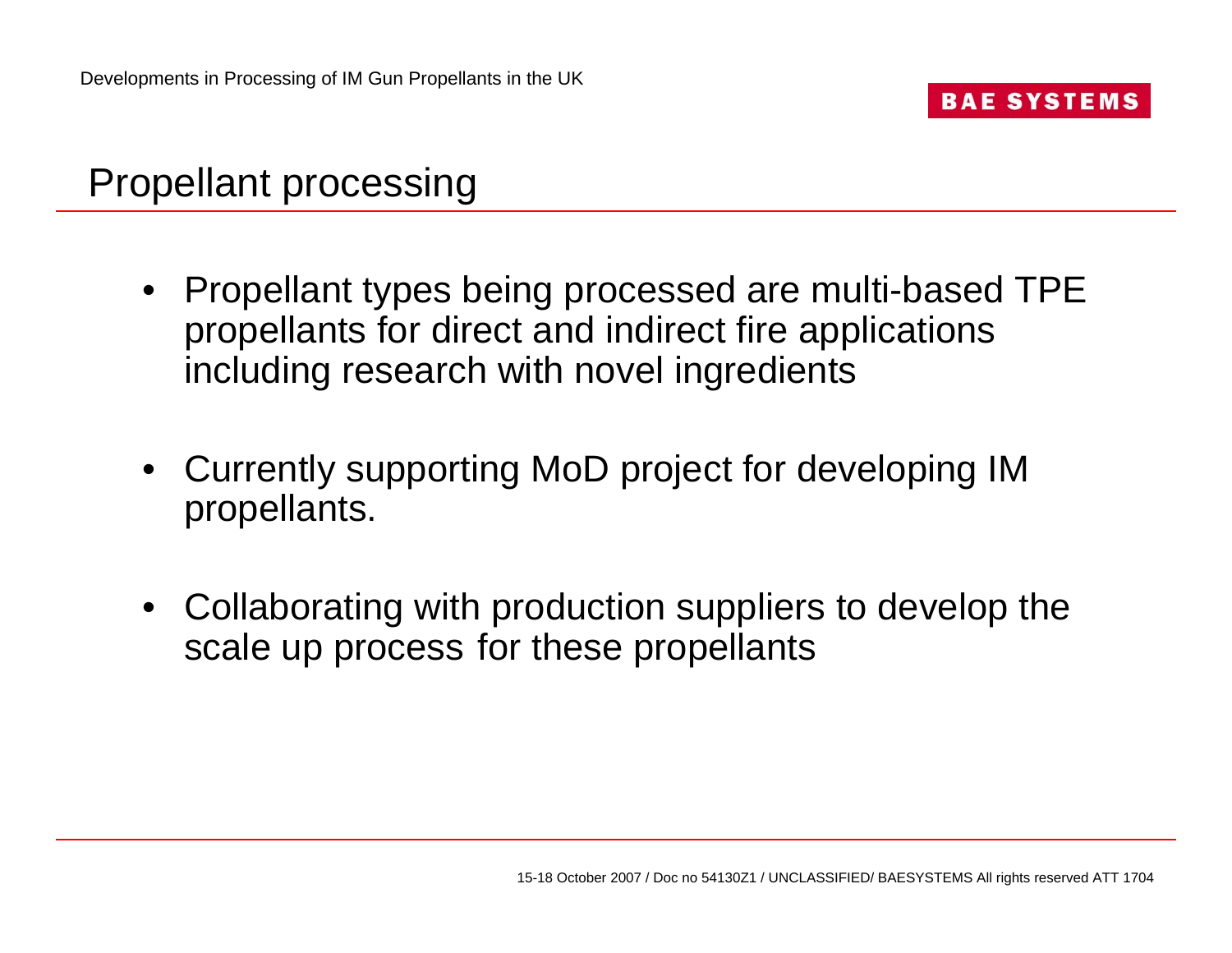# Propellant processing

- Propellant types being processed are multi-based TPE propellants for direct and indirect fire applications including research with novel ingredients
- Currently supporting MoD project for developing IM propellants.
- Collaborating with production suppliers to develop the scale up process for these propellants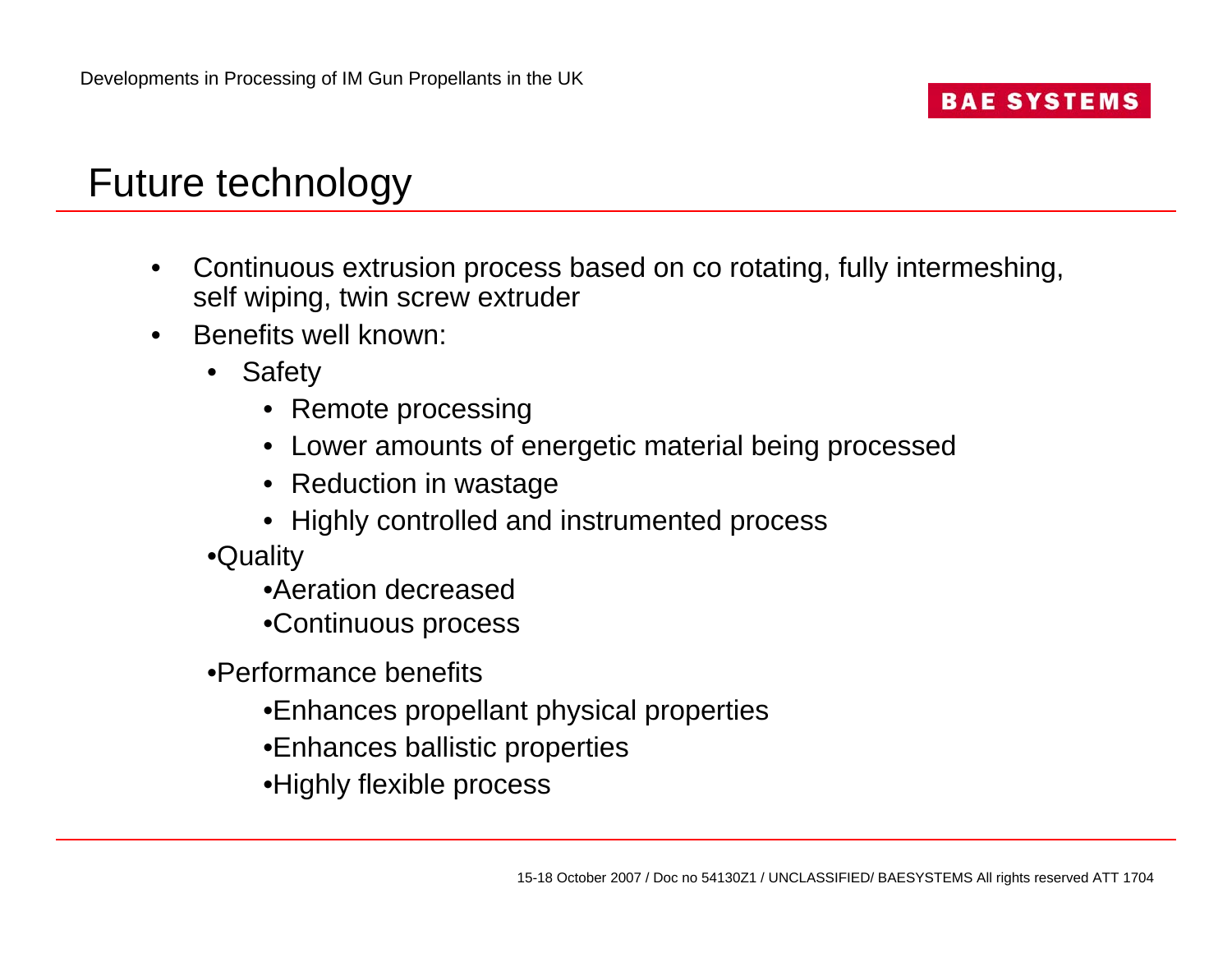# Future technology

- Continuous extrusion process based on co rotating, fully intermeshing, self wiping, twin screw extruder
- Benefits well known:
  - Safety
    - Remote processing
    - Lower amounts of energetic material being processed
    - Reduction in wastage
    - Highly controlled and instrumented process
  - Quality
    - Aeration decreased
    - Continuous process
  - Performance benefits
    - Enhances propellant physical properties
    - Enhances ballistic properties
    - Highly flexible process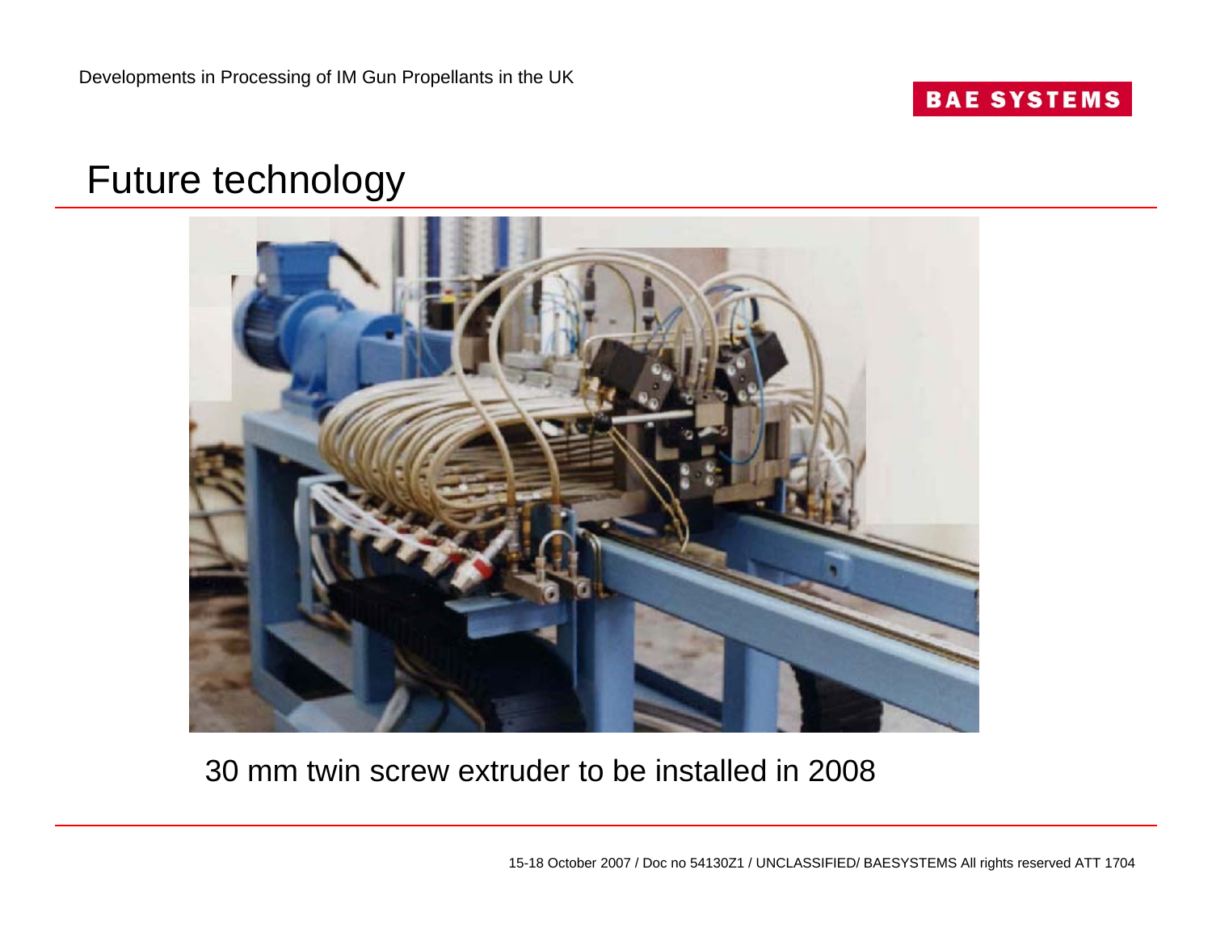# Future technology

30 mm twin screw extruder to be installed in 2008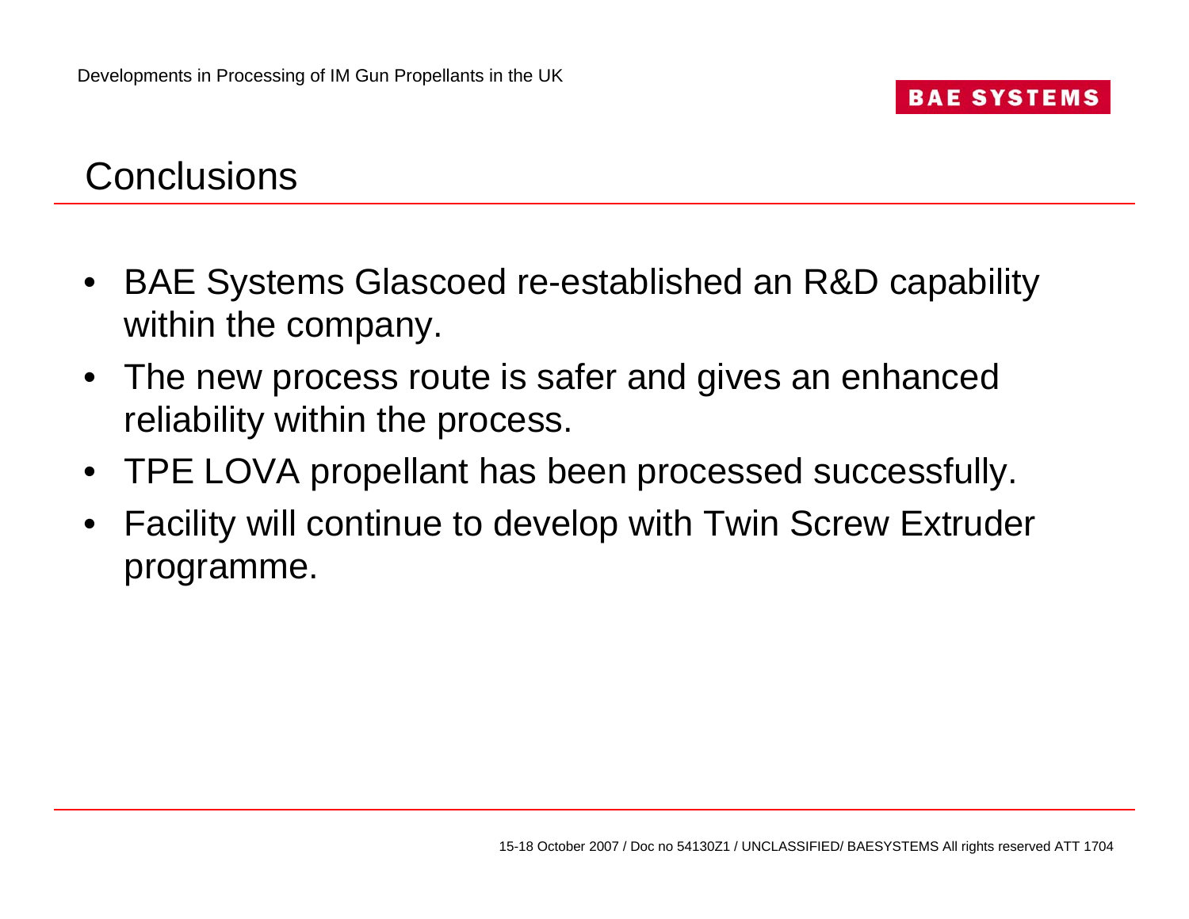# Conclusions

- BAE Systems Glascoed re-established an R&D capability within the company.
- The new process route is safer and gives an enhanced reliability within the process.
- TPE LOVA propellant has been processed successfully.
- Facility will continue to develop with Twin Screw Extruder programme.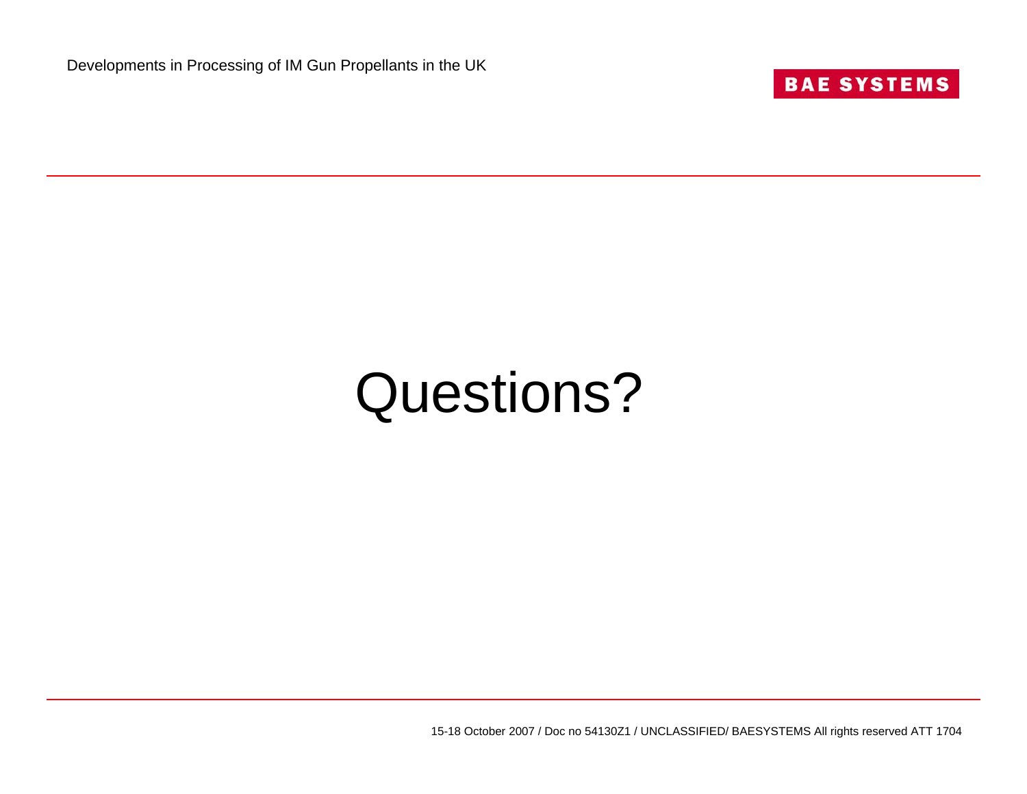# Questions?